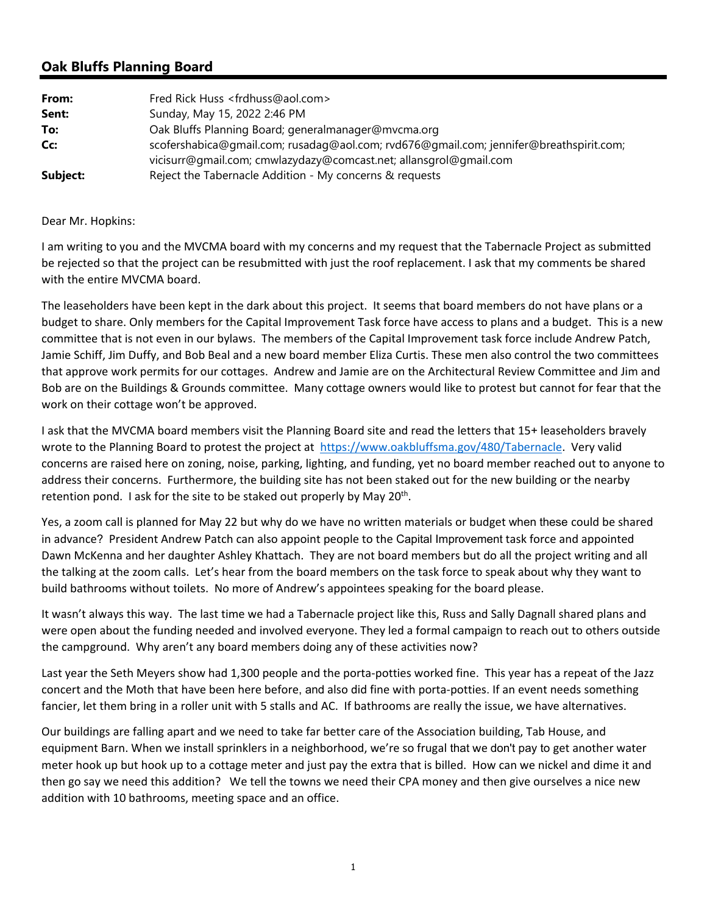## Oak Bluffs Planning Board

| | |
|---|---|
| **From:** | Fred Rick Huss <frdhuss@aol.com> |
| **Sent:** | Sunday, May 15, 2022 2:46 PM |
| **To:** | Oak Bluffs Planning Board; generalmanager@mvcma.org |
| **Cc:** | scofershabica@gmail.com; rusadag@aol.com; rvd676@gmail.com; jennifer@breathspirit.com; vicisurr@gmail.com; cmwlazydazy@comcast.net; allansgrol@gmail.com |
| **Subject:** | Reject the Tabernacle Addition - My concerns & requests |

Dear Mr. Hopkins:

I am writing to you and the MVCMA board with my concerns and my request that the Tabernacle Project as submitted be rejected so that the project can be resubmitted with just the roof replacement. I ask that my comments be shared with the entire MVCMA board.

The leaseholders have been kept in the dark about this project. It seems that board members do not have plans or a budget to share. Only members for the Capital Improvement Task force have access to plans and a budget. This is a new committee that is not even in our bylaws. The members of the Capital Improvement task force include Andrew Patch, Jamie Schiff, Jim Duffy, and Bob Beal and a new board member Eliza Curtis. These men also control the two committees that approve work permits for our cottages. Andrew and Jamie are on the Architectural Review Committee and Jim and Bob are on the Buildings & Grounds committee. Many cottage owners would like to protest but cannot for fear that the work on their cottage won't be approved.

I ask that the MVCMA board members visit the Planning Board site and read the letters that 15+ leaseholders bravely wrote to the Planning Board to protest the project at https://www.oakbluffsma.gov/480/Tabernacle. Very valid concerns are raised here on zoning, noise, parking, lighting, and funding, yet no board member reached out to anyone to address their concerns. Furthermore, the building site has not been staked out for the new building or the nearby retention pond. I ask for the site to be staked out properly by May 20th.

Yes, a zoom call is planned for May 22 but why do we have no written materials or budget when these could be shared in advance? President Andrew Patch can also appoint people to the Capital Improvement task force and appointed Dawn McKenna and her daughter Ashley Khattach. They are not board members but do all the project writing and all the talking at the zoom calls. Let's hear from the board members on the task force to speak about why they want to build bathrooms without toilets. No more of Andrew's appointees speaking for the board please.

It wasn't always this way. The last time we had a Tabernacle project like this, Russ and Sally Dagnall shared plans and were open about the funding needed and involved everyone. They led a formal campaign to reach out to others outside the campground. Why aren't any board members doing any of these activities now?

Last year the Seth Meyers show had 1,300 people and the porta-potties worked fine. This year has a repeat of the Jazz concert and the Moth that have been here before, and also did fine with porta-potties. If an event needs something fancier, let them bring in a roller unit with 5 stalls and AC. If bathrooms are really the issue, we have alternatives.

Our buildings are falling apart and we need to take far better care of the Association building, Tab House, and equipment Barn. When we install sprinklers in a neighborhood, we're so frugal that we don't pay to get another water meter hook up but hook up to a cottage meter and just pay the extra that is billed. How can we nickel and dime it and then go say we need this addition? We tell the towns we need their CPA money and then give ourselves a nice new addition with 10 bathrooms, meeting space and an office.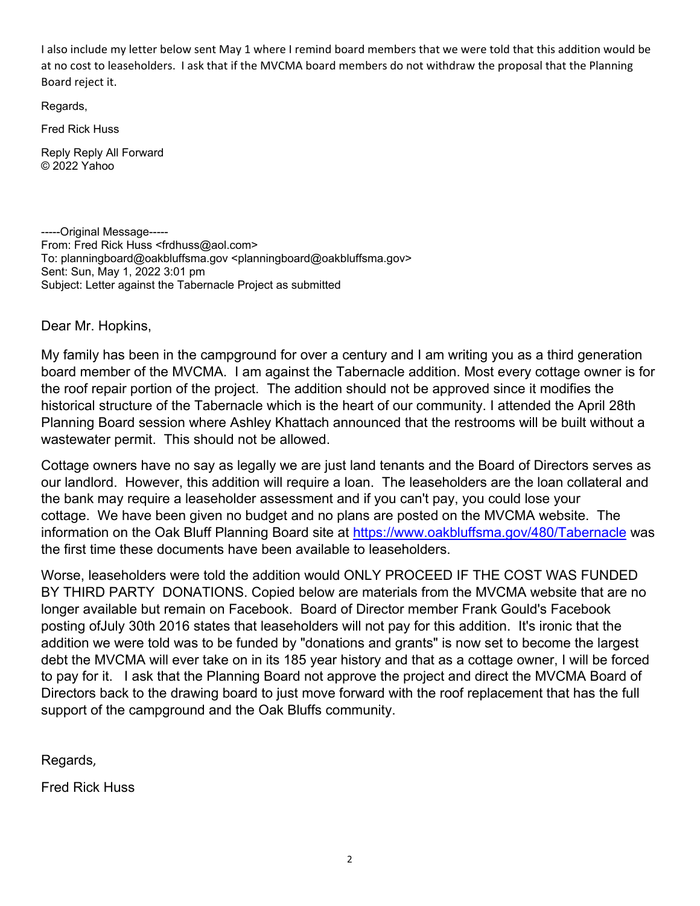I also include my letter below sent May 1 where I remind board members that we were told that this addition would be at no cost to leaseholders. I ask that if the MVCMA board members do not withdraw the proposal that the Planning Board reject it.

Regards,

Fred Rick Huss

Reply Reply All Forward
© 2022 Yahoo

-----Original Message-----
From: Fred Rick Huss <frdhuss@aol.com>
To: planningboard@oakbluffsma.gov <planningboard@oakbluffsma.gov>
Sent: Sun, May 1, 2022 3:01 pm
Subject: Letter against the Tabernacle Project as submitted

Dear Mr. Hopkins,

My family has been in the campground for over a century and I am writing you as a third generation board member of the MVCMA. I am against the Tabernacle addition. Most every cottage owner is for the roof repair portion of the project. The addition should not be approved since it modifies the historical structure of the Tabernacle which is the heart of our community. I attended the April 28th Planning Board session where Ashley Khattach announced that the restrooms will be built without a wastewater permit. This should not be allowed.

Cottage owners have no say as legally we are just land tenants and the Board of Directors serves as our landlord. However, this addition will require a loan. The leaseholders are the loan collateral and the bank may require a leaseholder assessment and if you can't pay, you could lose your cottage. We have been given no budget and no plans are posted on the MVCMA website. The information on the Oak Bluff Planning Board site at [https://www.oakbluffsma.gov/480/Tabernacle](https://www.oakbluffsma.gov/480/Tabernacle) was the first time these documents have been available to leaseholders.

Worse, leaseholders were told the addition would ONLY PROCEED IF THE COST WAS FUNDED BY THIRD PARTY DONATIONS. Copied below are materials from the MVCMA website that are no longer available but remain on Facebook. Board of Director member Frank Gould's Facebook posting ofJuly 30th 2016 states that leaseholders will not pay for this addition. It's ironic that the addition we were told was to be funded by "donations and grants" is now set to become the largest debt the MVCMA will ever take on in its 185 year history and that as a cottage owner, I will be forced to pay for it. I ask that the Planning Board not approve the project and direct the MVCMA Board of Directors back to the drawing board to just move forward with the roof replacement that has the full support of the campground and the Oak Bluffs community.

Regards,

Fred Rick Huss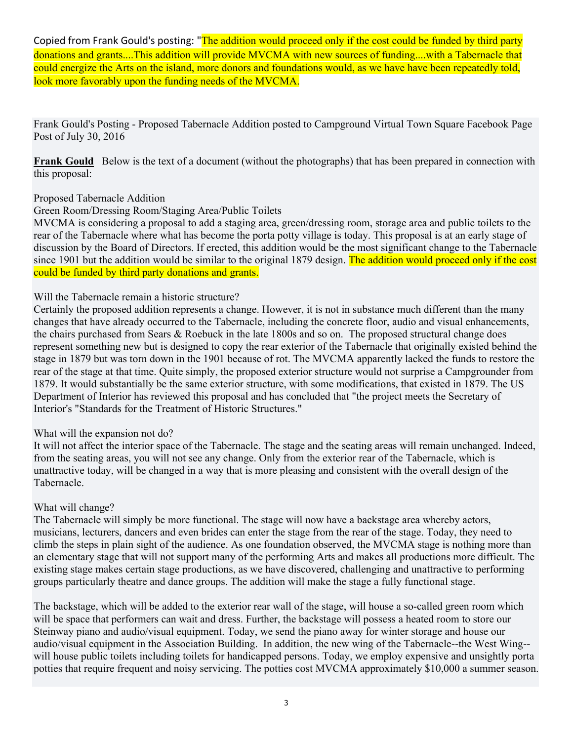Copied from Frank Gould's posting: "The addition would proceed only if the cost could be funded by third party donations and grants....This addition will provide MVCMA with new sources of funding....with a Tabernacle that could energize the Arts on the island, more donors and foundations would, as we have have been repeatedly told, look more favorably upon the funding needs of the MVCMA.

Frank Gould's Posting - Proposed Tabernacle Addition posted to Campground Virtual Town Square Facebook Page Post of July 30, 2016

**Frank Gould** Below is the text of a document (without the photographs) that has been prepared in connection with this proposal:

Proposed Tabernacle Addition

Green Room/Dressing Room/Staging Area/Public Toilets

MVCMA is considering a proposal to add a staging area, green/dressing room, storage area and public toilets to the rear of the Tabernacle where what has become the porta potty village is today. This proposal is at an early stage of discussion by the Board of Directors. If erected, this addition would be the most significant change to the Tabernacle since 1901 but the addition would be similar to the original 1879 design. The addition would proceed only if the cost could be funded by third party donations and grants.

Will the Tabernacle remain a historic structure?

Certainly the proposed addition represents a change. However, it is not in substance much different than the many changes that have already occurred to the Tabernacle, including the concrete floor, audio and visual enhancements, the chairs purchased from Sears & Roebuck in the late 1800s and so on. The proposed structural change does represent something new but is designed to copy the rear exterior of the Tabernacle that originally existed behind the stage in 1879 but was torn down in the 1901 because of rot. The MVCMA apparently lacked the funds to restore the rear of the stage at that time. Quite simply, the proposed exterior structure would not surprise a Campgrounder from 1879. It would substantially be the same exterior structure, with some modifications, that existed in 1879. The US Department of Interior has reviewed this proposal and has concluded that "the project meets the Secretary of Interior's "Standards for the Treatment of Historic Structures."

What will the expansion not do?

It will not affect the interior space of the Tabernacle. The stage and the seating areas will remain unchanged. Indeed, from the seating areas, you will not see any change. Only from the exterior rear of the Tabernacle, which is unattractive today, will be changed in a way that is more pleasing and consistent with the overall design of the Tabernacle.

What will change?

The Tabernacle will simply be more functional. The stage will now have a backstage area whereby actors, musicians, lecturers, dancers and even brides can enter the stage from the rear of the stage. Today, they need to climb the steps in plain sight of the audience. As one foundation observed, the MVCMA stage is nothing more than an elementary stage that will not support many of the performing Arts and makes all productions more difficult. The existing stage makes certain stage productions, as we have discovered, challenging and unattractive to performing groups particularly theatre and dance groups. The addition will make the stage a fully functional stage.

The backstage, which will be added to the exterior rear wall of the stage, will house a so-called green room which will be space that performers can wait and dress. Further, the backstage will possess a heated room to store our Steinway piano and audio/visual equipment. Today, we send the piano away for winter storage and house our audio/visual equipment in the Association Building. In addition, the new wing of the Tabernacle--the West Wing--will house public toilets including toilets for handicapped persons. Today, we employ expensive and unsightly porta potties that require frequent and noisy servicing. The potties cost MVCMA approximately $10,000 a summer season.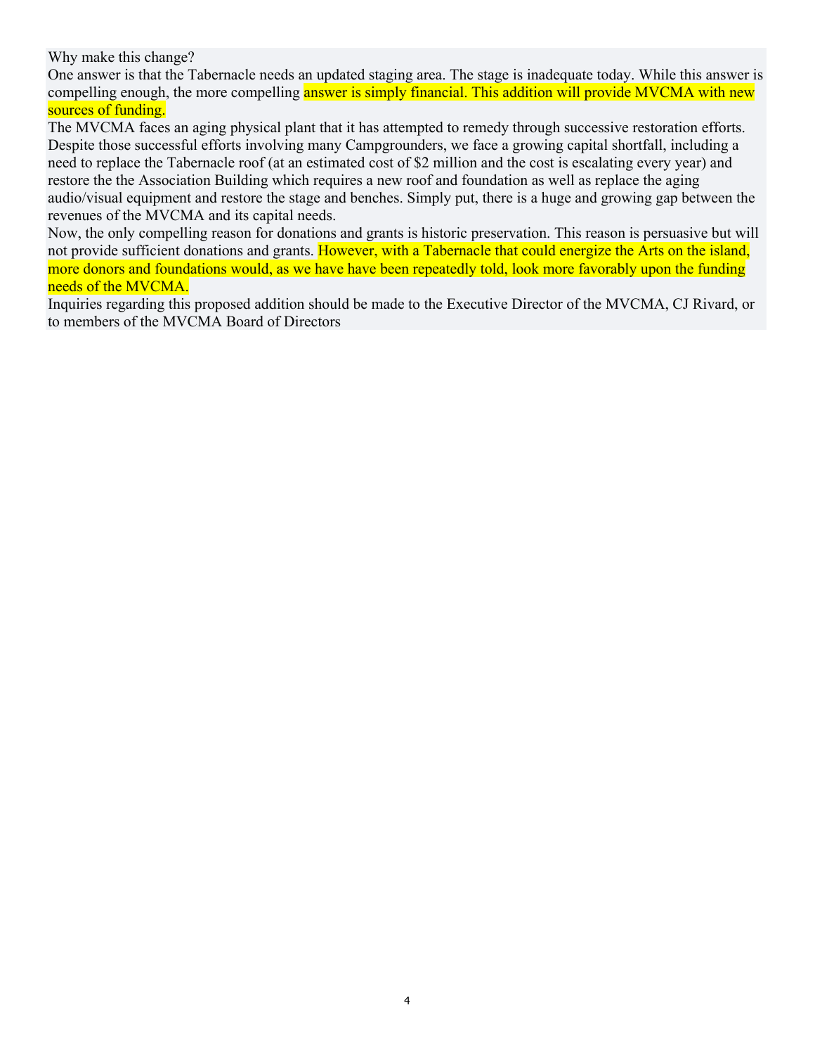Why make this change?

One answer is that the Tabernacle needs an updated staging area. The stage is inadequate today. While this answer is compelling enough, the more compelling answer is simply financial. This addition will provide MVCMA with new sources of funding.

The MVCMA faces an aging physical plant that it has attempted to remedy through successive restoration efforts. Despite those successful efforts involving many Campgrounders, we face a growing capital shortfall, including a need to replace the Tabernacle roof (at an estimated cost of $2 million and the cost is escalating every year) and restore the the Association Building which requires a new roof and foundation as well as replace the aging audio/visual equipment and restore the stage and benches. Simply put, there is a huge and growing gap between the revenues of the MVCMA and its capital needs.

Now, the only compelling reason for donations and grants is historic preservation. This reason is persuasive but will not provide sufficient donations and grants. However, with a Tabernacle that could energize the Arts on the island, more donors and foundations would, as we have have been repeatedly told, look more favorably upon the funding needs of the MVCMA.

Inquiries regarding this proposed addition should be made to the Executive Director of the MVCMA, CJ Rivard, or to members of the MVCMA Board of Directors